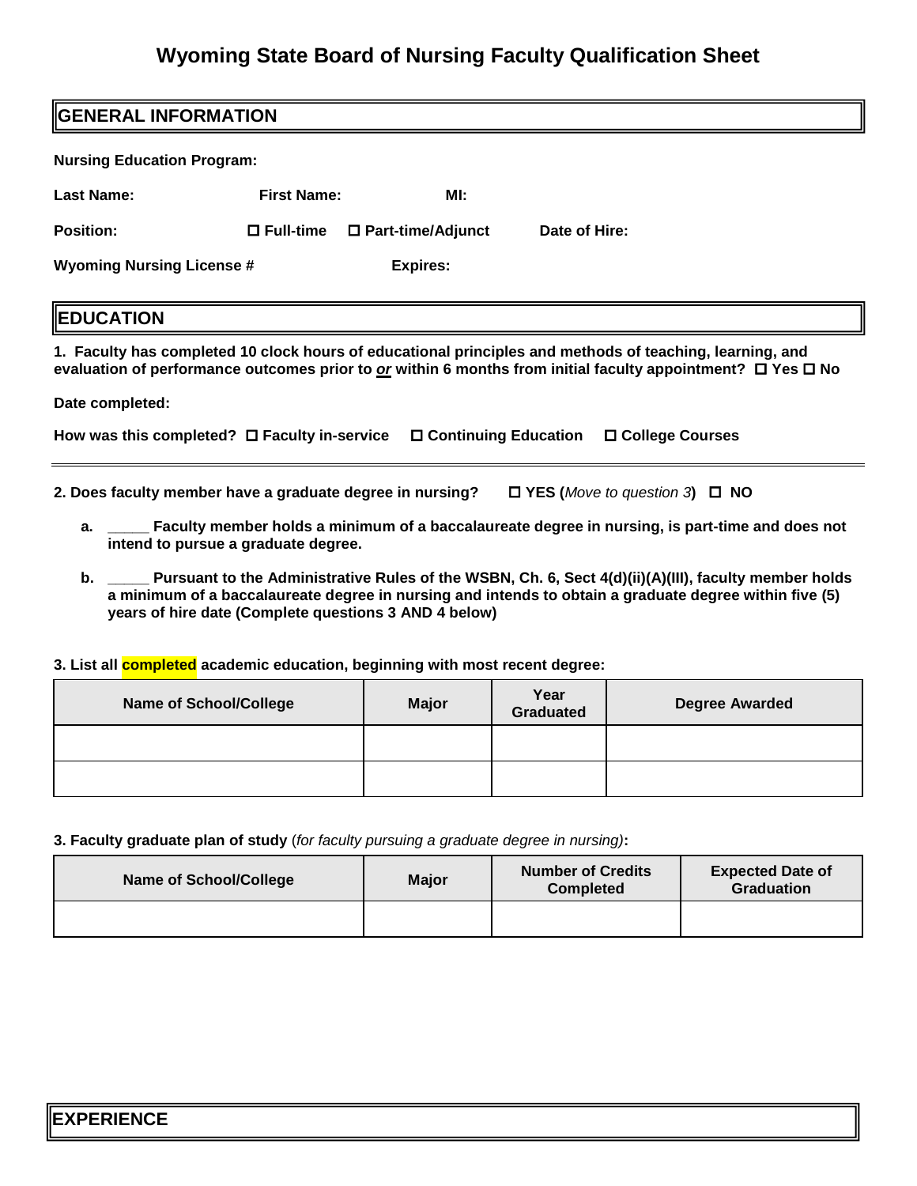# Wyoming State Board of Nursing Faculty Qualification Sheet

## GENERAL INFORMATION

**Nursing Education Program:**

**Last Name:** **First Name:** **MI:**

**Position:** ☐ **Full-time** ☐ **Part-time/Adjunct** **Date of Hire:**

**Wyoming Nursing License #** **Expires:**

## EDUCATION

**1. Faculty has completed 10 clock hours of educational principles and methods of teaching, learning, and evaluation of performance outcomes prior to *or* within 6 months from initial faculty appointment?** ☐ **Yes** ☐ **No**

**Date completed:**

**How was this completed?** ☐ **Faculty in-service** ☐ **Continuing Education** ☐ **College Courses**

---

**2. Does faculty member have a graduate degree in nursing?** ☐ **YES (*Move to question 3*)** ☐ **NO**

- **a.** **_____ Faculty member holds a minimum of a baccalaureate degree in nursing, is part-time and does not intend to pursue a graduate degree.**
- **b.** **_____ Pursuant to the Administrative Rules of the WSBN, Ch. 6, Sect 4(d)(ii)(A)(III), faculty member holds a minimum of a baccalaureate degree in nursing and intends to obtain a graduate degree within five (5) years of hire date (Complete questions 3 AND 4 below)**

**3. List all completed academic education, beginning with most recent degree:**

| Name of School/College | Major | Year Graduated | Degree Awarded |
|---|---|---|---|
| | | | |
| | | | |

**3. Faculty graduate plan of study** (*for faculty pursuing a graduate degree in nursing)***:**

| Name of School/College | Major | Number of Credits Completed | Expected Date of Graduation |
|---|---|---|---|
| | | | |

## EXPERIENCE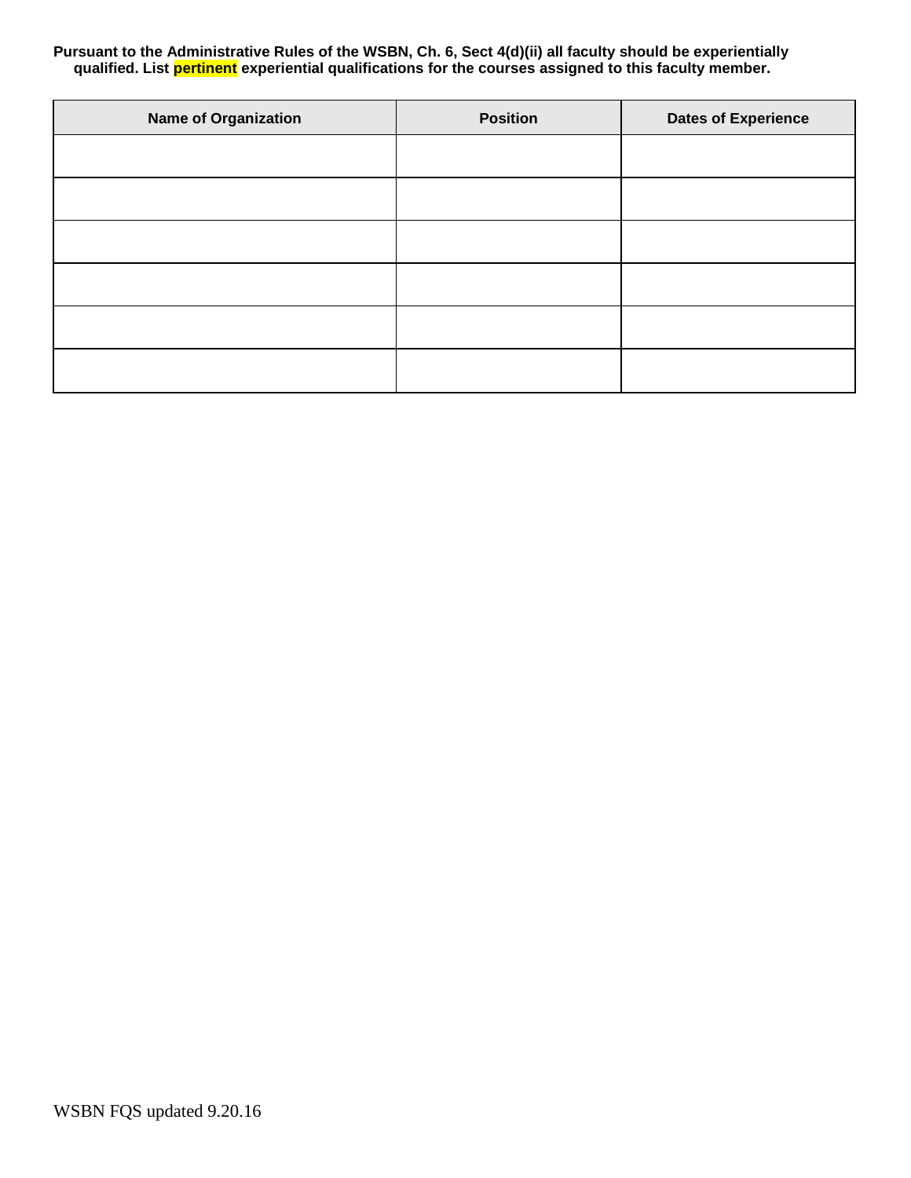**Pursuant to the Administrative Rules of the WSBN, Ch. 6, Sect 4(d)(ii) all faculty should be experientially qualified. List pertinent experiential qualifications for the courses assigned to this faculty member.**

| Name of Organization | Position | Dates of Experience |
|---|---|---|
| | | |
| | | |
| | | |
| | | |
| | | |
| | | |

WSBN FQS updated 9.20.16